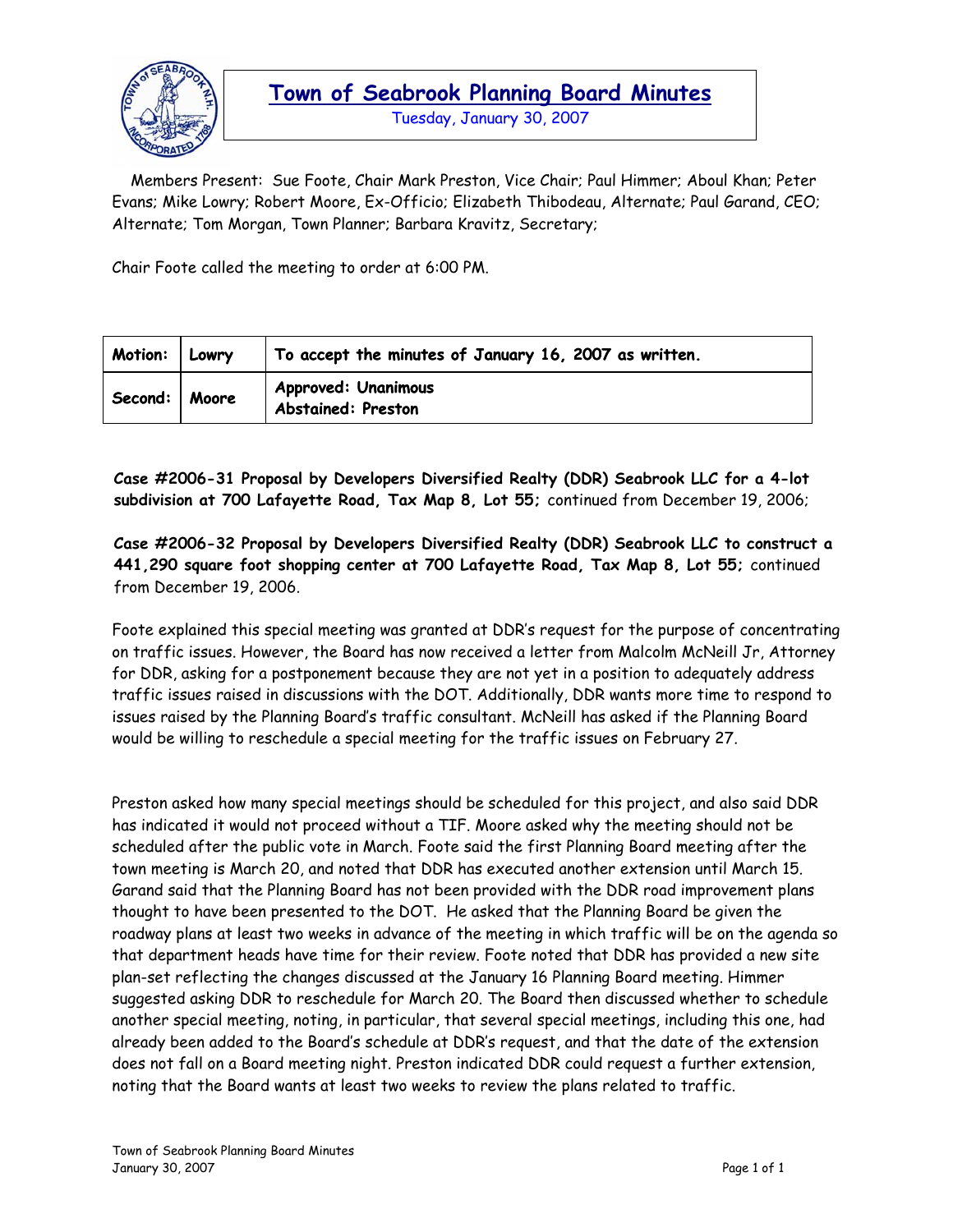# Town of Seabrook Planning Board Minutes

Tuesday, January 30, 2007

Members Present: Sue Foote, Chair Mark Preston, Vice Chair; Paul Himmer; Aboul Khan; Peter Evans; Mike Lowry; Robert Moore, Ex-Officio; Elizabeth Thibodeau, Alternate; Paul Garand, CEO; Alternate; Tom Morgan, Town Planner; Barbara Kravitz, Secretary;

Chair Foote called the meeting to order at 6:00 PM.

| **Motion:** | **Lowry** | **To accept the minutes of January 16, 2007 as written.** |
|---|---|---|
| **Second:** | **Moore** | **Approved: Unanimous**<br>**Abstained: Preston** |

**Case #2006-31 Proposal by Developers Diversified Realty (DDR) Seabrook LLC for a 4-lot subdivision at 700 Lafayette Road, Tax Map 8, Lot 55;** continued from December 19, 2006;

**Case #2006-32 Proposal by Developers Diversified Realty (DDR) Seabrook LLC to construct a 441,290 square foot shopping center at 700 Lafayette Road, Tax Map 8, Lot 55;** continued from December 19, 2006.

Foote explained this special meeting was granted at DDR's request for the purpose of concentrating on traffic issues. However, the Board has now received a letter from Malcolm McNeill Jr, Attorney for DDR, asking for a postponement because they are not yet in a position to adequately address traffic issues raised in discussions with the DOT. Additionally, DDR wants more time to respond to issues raised by the Planning Board's traffic consultant. McNeill has asked if the Planning Board would be willing to reschedule a special meeting for the traffic issues on February 27.

Preston asked how many special meetings should be scheduled for this project, and also said DDR has indicated it would not proceed without a TIF. Moore asked why the meeting should not be scheduled after the public vote in March. Foote said the first Planning Board meeting after the town meeting is March 20, and noted that DDR has executed another extension until March 15. Garand said that the Planning Board has not been provided with the DDR road improvement plans thought to have been presented to the DOT. He asked that the Planning Board be given the roadway plans at least two weeks in advance of the meeting in which traffic will be on the agenda so that department heads have time for their review. Foote noted that DDR has provided a new site plan-set reflecting the changes discussed at the January 16 Planning Board meeting. Himmer suggested asking DDR to reschedule for March 20. The Board then discussed whether to schedule another special meeting, noting, in particular, that several special meetings, including this one, had already been added to the Board's schedule at DDR's request, and that the date of the extension does not fall on a Board meeting night. Preston indicated DDR could request a further extension, noting that the Board wants at least two weeks to review the plans related to traffic.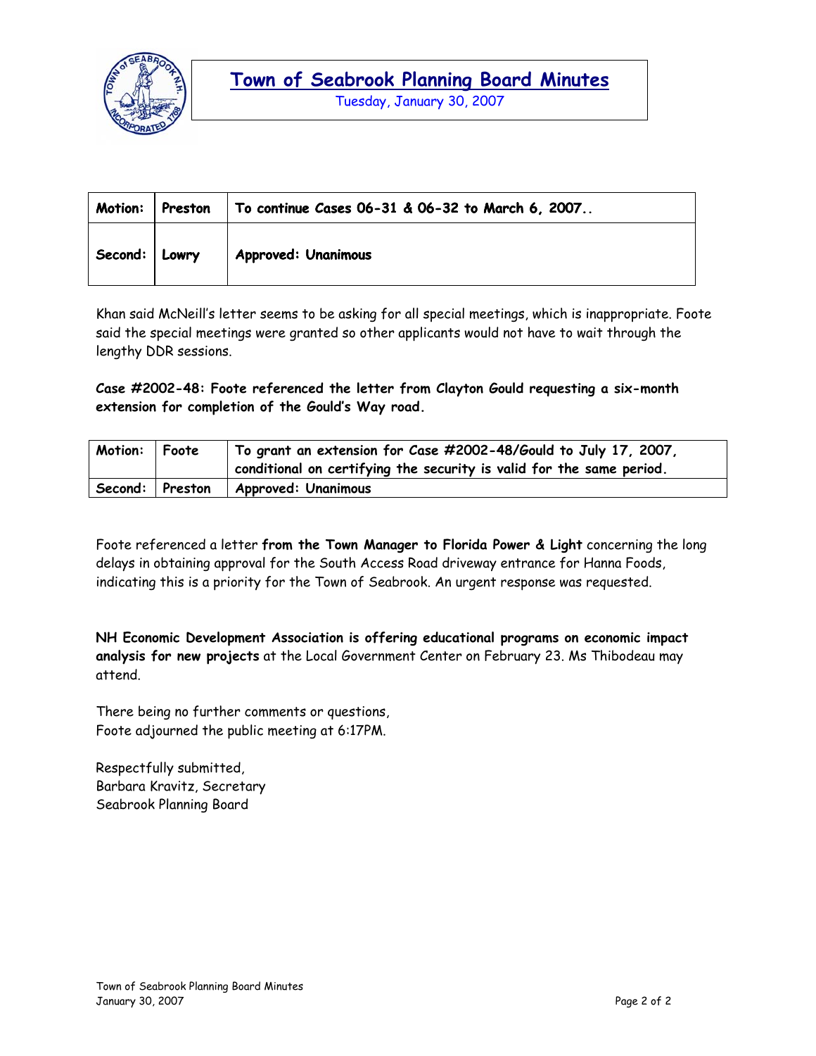# Town of Seabrook Planning Board Minutes

Tuesday, January 30, 2007

| | | |
|---|---|---|
| **Motion:** | **Preston** | **To continue Cases 06-31 & 06-32 to March 6, 2007..** |
| **Second:** | **Lowry** | **Approved: Unanimous** |

Khan said McNeill's letter seems to be asking for all special meetings, which is inappropriate. Foote said the special meetings were granted so other applicants would not have to wait through the lengthy DDR sessions.

**Case #2002-48: Foote referenced the letter from Clayton Gould requesting a six-month extension for completion of the Gould's Way road.**

| | | |
|---|---|---|
| **Motion:** | **Foote** | **To grant an extension for Case #2002-48/Gould to July 17, 2007, conditional on certifying the security is valid for the same period.** |
| **Second:** | **Preston** | **Approved: Unanimous** |

Foote referenced a letter **from the Town Manager to Florida Power & Light** concerning the long delays in obtaining approval for the South Access Road driveway entrance for Hanna Foods, indicating this is a priority for the Town of Seabrook. An urgent response was requested.

**NH Economic Development Association is offering educational programs on economic impact analysis for new projects** at the Local Government Center on February 23. Ms Thibodeau may attend.

There being no further comments or questions,
Foote adjourned the public meeting at 6:17PM.

Respectfully submitted,
Barbara Kravitz, Secretary
Seabrook Planning Board